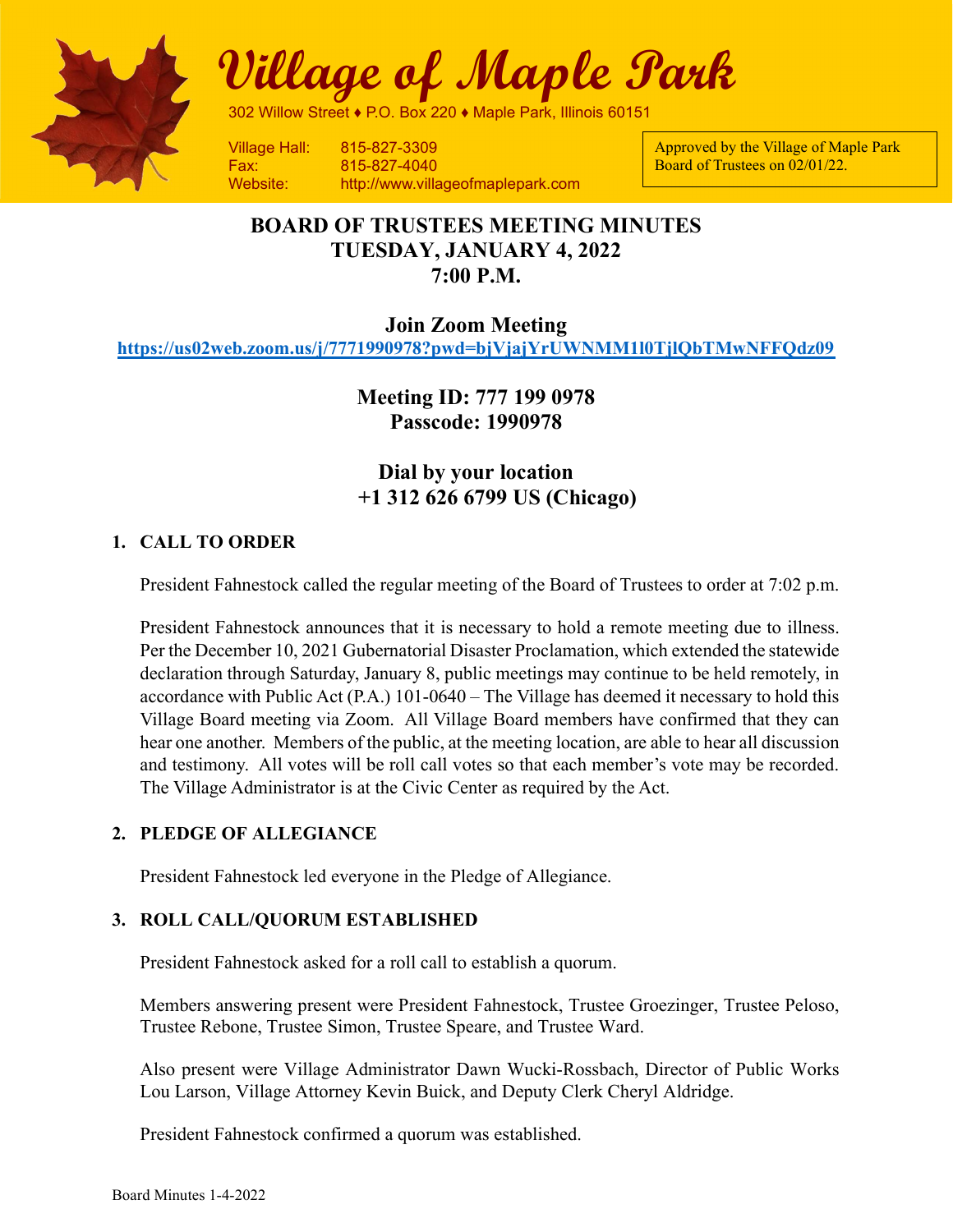# Village of Maple Park

302 Willow Street ♦ P.O. Box 220 ♦ Maple Park, Illinois 60151

Village Hall: 815-827-3309
Fax: 815-827-4040
Website: http://www.villageofmaplepark.com

Approved by the Village of Maple Park Board of Trustees on 02/01/22.

## BOARD OF TRUSTEES MEETING MINUTES
## TUESDAY, JANUARY 4, 2022
## 7:00 P.M.

**Join Zoom Meeting**
**https://us02web.zoom.us/j/7771990978?pwd=bjVjajYrUWNMM1l0TjlQbTMwNFFQdz09**

**Meeting ID: 777 199 0978**
**Passcode: 1990978**

**Dial by your location**
**+1 312 626 6799 US (Chicago)**

### 1. CALL TO ORDER

President Fahnestock called the regular meeting of the Board of Trustees to order at 7:02 p.m.

President Fahnestock announces that it is necessary to hold a remote meeting due to illness. Per the December 10, 2021 Gubernatorial Disaster Proclamation, which extended the statewide declaration through Saturday, January 8, public meetings may continue to be held remotely, in accordance with Public Act (P.A.) 101-0640 – The Village has deemed it necessary to hold this Village Board meeting via Zoom. All Village Board members have confirmed that they can hear one another. Members of the public, at the meeting location, are able to hear all discussion and testimony. All votes will be roll call votes so that each member's vote may be recorded. The Village Administrator is at the Civic Center as required by the Act.

### 2. PLEDGE OF ALLEGIANCE

President Fahnestock led everyone in the Pledge of Allegiance.

### 3. ROLL CALL/QUORUM ESTABLISHED

President Fahnestock asked for a roll call to establish a quorum.

Members answering present were President Fahnestock, Trustee Groezinger, Trustee Peloso, Trustee Rebone, Trustee Simon, Trustee Speare, and Trustee Ward.

Also present were Village Administrator Dawn Wucki-Rossbach, Director of Public Works Lou Larson, Village Attorney Kevin Buick, and Deputy Clerk Cheryl Aldridge.

President Fahnestock confirmed a quorum was established.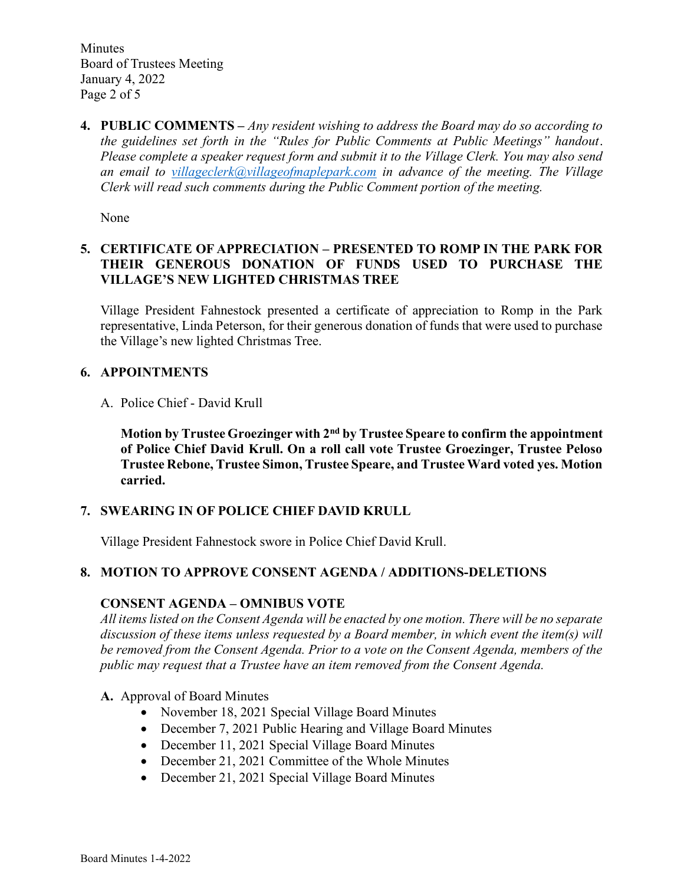**4. PUBLIC COMMENTS –** *Any resident wishing to address the Board may do so according to the guidelines set forth in the "Rules for Public Comments at Public Meetings" handout. Please complete a speaker request form and submit it to the Village Clerk. You may also send an email to villageclerk@villageofmaplepark.com in advance of the meeting. The Village Clerk will read such comments during the Public Comment portion of the meeting.*

None

**5. CERTIFICATE OF APPRECIATION – PRESENTED TO ROMP IN THE PARK FOR THEIR GENEROUS DONATION OF FUNDS USED TO PURCHASE THE VILLAGE'S NEW LIGHTED CHRISTMAS TREE**

Village President Fahnestock presented a certificate of appreciation to Romp in the Park representative, Linda Peterson, for their generous donation of funds that were used to purchase the Village's new lighted Christmas Tree.

**6. APPOINTMENTS**

A. Police Chief - David Krull

**Motion by Trustee Groezinger with 2nd by Trustee Speare to confirm the appointment of Police Chief David Krull. On a roll call vote Trustee Groezinger, Trustee Peloso Trustee Rebone, Trustee Simon, Trustee Speare, and Trustee Ward voted yes. Motion carried.**

**7. SWEARING IN OF POLICE CHIEF DAVID KRULL**

Village President Fahnestock swore in Police Chief David Krull.

**8. MOTION TO APPROVE CONSENT AGENDA / ADDITIONS-DELETIONS**

**CONSENT AGENDA – OMNIBUS VOTE**

*All items listed on the Consent Agenda will be enacted by one motion. There will be no separate discussion of these items unless requested by a Board member, in which event the item(s) will be removed from the Consent Agenda. Prior to a vote on the Consent Agenda, members of the public may request that a Trustee have an item removed from the Consent Agenda.*

**A.** Approval of Board Minutes

- November 18, 2021 Special Village Board Minutes
- December 7, 2021 Public Hearing and Village Board Minutes
- December 11, 2021 Special Village Board Minutes
- December 21, 2021 Committee of the Whole Minutes
- December 21, 2021 Special Village Board Minutes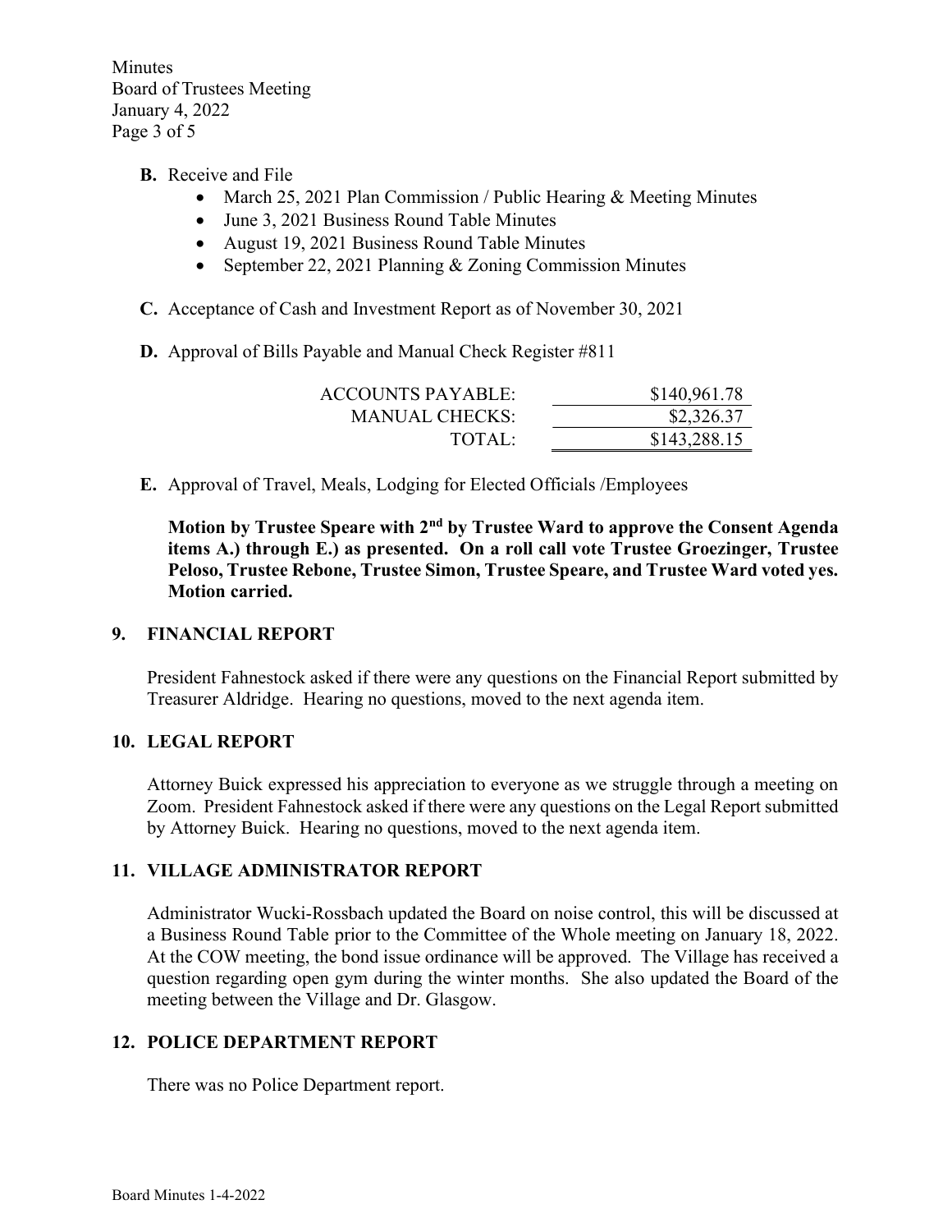**B.** Receive and File

- March 25, 2021 Plan Commission / Public Hearing & Meeting Minutes
- June 3, 2021 Business Round Table Minutes
- August 19, 2021 Business Round Table Minutes
- September 22, 2021 Planning & Zoning Commission Minutes

**C.** Acceptance of Cash and Investment Report as of November 30, 2021

**D.** Approval of Bills Payable and Manual Check Register #811

| | |
|---|---|
| ACCOUNTS PAYABLE: | $140,961.78 |
| MANUAL CHECKS: | $2,326.37 |
| TOTAL: | $143,288.15 |

**E.** Approval of Travel, Meals, Lodging for Elected Officials /Employees

**Motion by Trustee Speare with 2nd by Trustee Ward to approve the Consent Agenda items A.) through E.) as presented. On a roll call vote Trustee Groezinger, Trustee Peloso, Trustee Rebone, Trustee Simon, Trustee Speare, and Trustee Ward voted yes. Motion carried.**

## 9. FINANCIAL REPORT

President Fahnestock asked if there were any questions on the Financial Report submitted by Treasurer Aldridge. Hearing no questions, moved to the next agenda item.

## 10. LEGAL REPORT

Attorney Buick expressed his appreciation to everyone as we struggle through a meeting on Zoom. President Fahnestock asked if there were any questions on the Legal Report submitted by Attorney Buick. Hearing no questions, moved to the next agenda item.

## 11. VILLAGE ADMINISTRATOR REPORT

Administrator Wucki-Rossbach updated the Board on noise control, this will be discussed at a Business Round Table prior to the Committee of the Whole meeting on January 18, 2022. At the COW meeting, the bond issue ordinance will be approved. The Village has received a question regarding open gym during the winter months. She also updated the Board of the meeting between the Village and Dr. Glasgow.

## 12. POLICE DEPARTMENT REPORT

There was no Police Department report.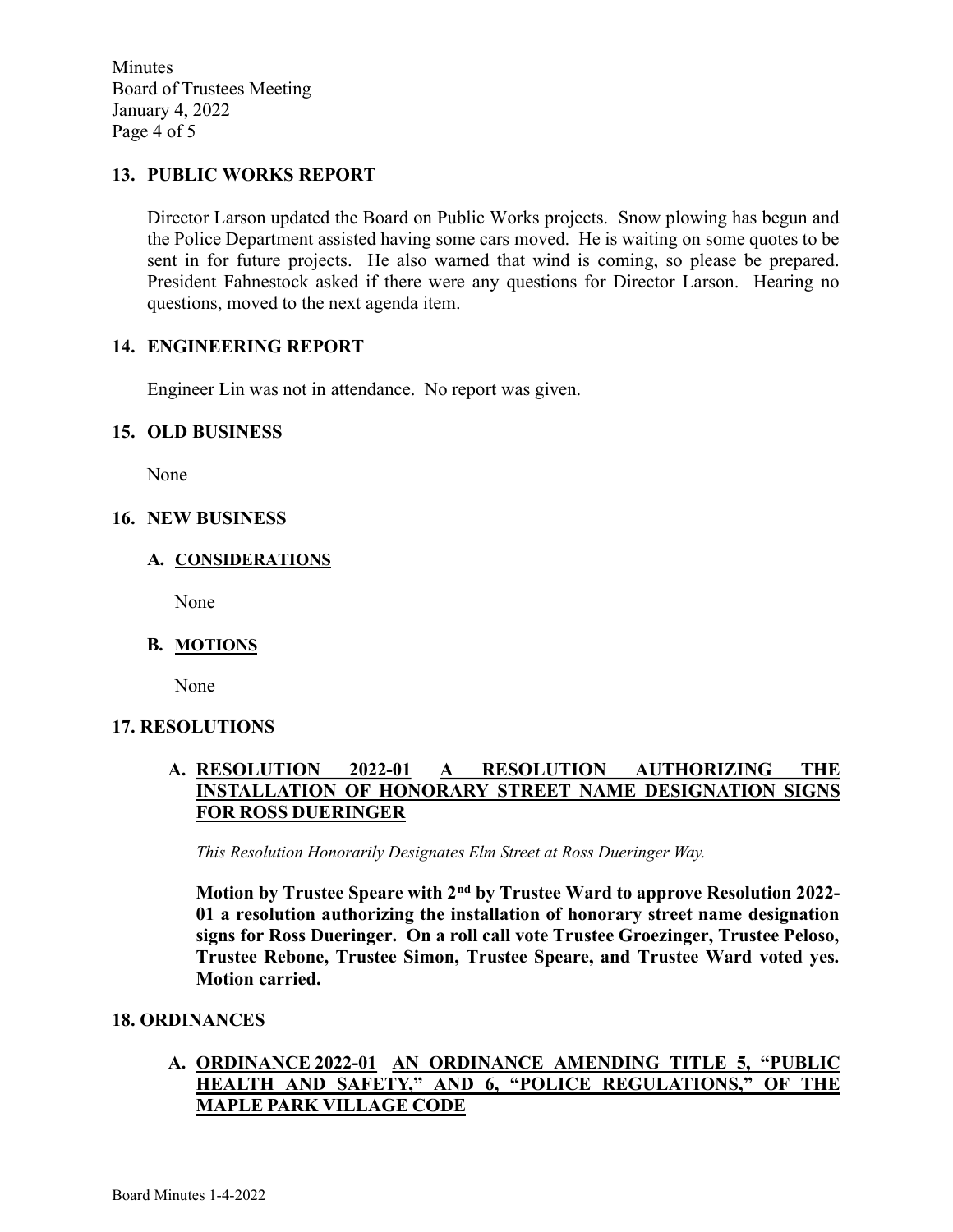## 13. PUBLIC WORKS REPORT

Director Larson updated the Board on Public Works projects. Snow plowing has begun and the Police Department assisted having some cars moved. He is waiting on some quotes to be sent in for future projects. He also warned that wind is coming, so please be prepared. President Fahnestock asked if there were any questions for Director Larson. Hearing no questions, moved to the next agenda item.

## 14. ENGINEERING REPORT

Engineer Lin was not in attendance. No report was given.

## 15. OLD BUSINESS

None

## 16. NEW BUSINESS

### A. CONSIDERATIONS

None

### B. MOTIONS

None

## 17. RESOLUTIONS

### A. RESOLUTION 2022-01 A RESOLUTION AUTHORIZING THE INSTALLATION OF HONORARY STREET NAME DESIGNATION SIGNS FOR ROSS DUERINGER

*This Resolution Honorarily Designates Elm Street at Ross Dueringer Way.*

**Motion by Trustee Speare with 2nd by Trustee Ward to approve Resolution 2022-01 a resolution authorizing the installation of honorary street name designation signs for Ross Dueringer. On a roll call vote Trustee Groezinger, Trustee Peloso, Trustee Rebone, Trustee Simon, Trustee Speare, and Trustee Ward voted yes. Motion carried.**

## 18. ORDINANCES

### A. ORDINANCE 2022-01 AN ORDINANCE AMENDING TITLE 5, "PUBLIC HEALTH AND SAFETY," AND 6, "POLICE REGULATIONS," OF THE MAPLE PARK VILLAGE CODE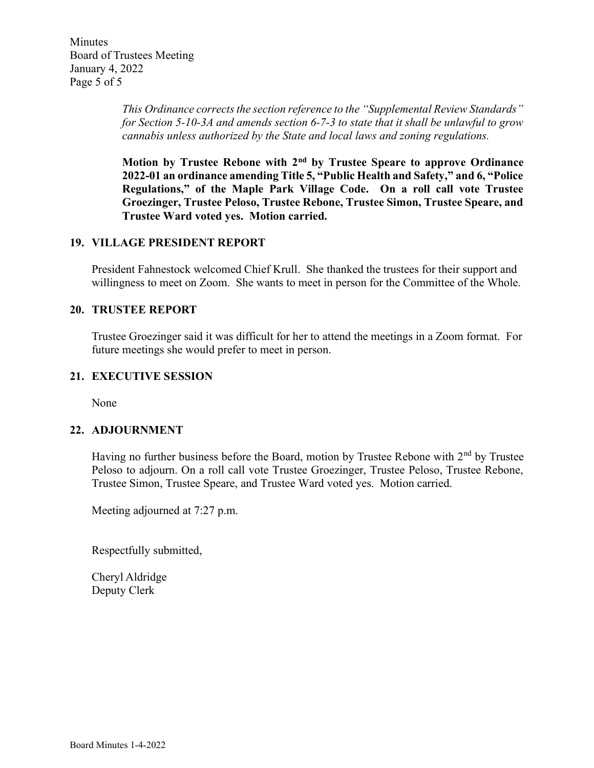*This Ordinance corrects the section reference to the "Supplemental Review Standards" for Section 5-10-3A and amends section 6-7-3 to state that it shall be unlawful to grow cannabis unless authorized by the State and local laws and zoning regulations.*

**Motion by Trustee Rebone with 2nd by Trustee Speare to approve Ordinance 2022-01 an ordinance amending Title 5, "Public Health and Safety," and 6, "Police Regulations," of the Maple Park Village Code. On a roll call vote Trustee Groezinger, Trustee Peloso, Trustee Rebone, Trustee Simon, Trustee Speare, and Trustee Ward voted yes. Motion carried.**

## 19. VILLAGE PRESIDENT REPORT

President Fahnestock welcomed Chief Krull. She thanked the trustees for their support and willingness to meet on Zoom. She wants to meet in person for the Committee of the Whole.

## 20. TRUSTEE REPORT

Trustee Groezinger said it was difficult for her to attend the meetings in a Zoom format. For future meetings she would prefer to meet in person.

## 21. EXECUTIVE SESSION

None

## 22. ADJOURNMENT

Having no further business before the Board, motion by Trustee Rebone with 2nd by Trustee Peloso to adjourn. On a roll call vote Trustee Groezinger, Trustee Peloso, Trustee Rebone, Trustee Simon, Trustee Speare, and Trustee Ward voted yes. Motion carried.

Meeting adjourned at 7:27 p.m.

Respectfully submitted,

Cheryl Aldridge
Deputy Clerk